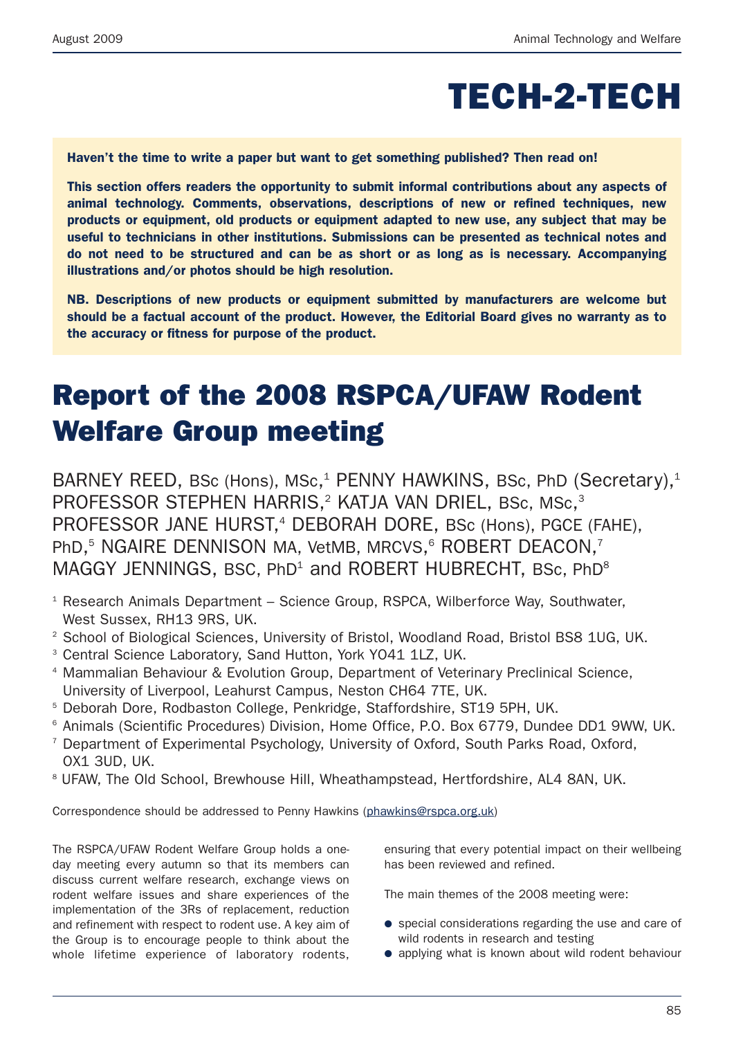# TECH-2-TECH

**Haven't the time to write a paper but want to get something published? Then read on!**

**This section offers readers the opportunity to submit informal contributions about any aspects of animal technology. Comments, observations, descriptions of new or refined techniques, new products or equipment, old products or equipment adapted to new use, any subject that may be useful to technicians in other institutions. Submissions can be presented as technical notes and do not need to be structured and can be as short or as long as is necessary. Accompanying illustrations and/or photos should be high resolution.**

**NB. Descriptions of new products or equipment submitted by manufacturers are welcome but should be a factual account of the product. However, the Editorial Board gives no warranty as to the accuracy or fitness for purpose of the product.**

## Report of the 2008 RSPCA/UFAW Rodent Welfare Group meeting

BARNEY REED, BSc (Hons), MSc,[1] PENNY HAWKINS, BSc, PhD (Secretary),[1] PROFESSOR STEPHEN HARRIS,[2] KATJA VAN DRIEL, BSc, MSc,[3] PROFESSOR JANE HURST,[4] DEBORAH DORE, BSc (Hons), PGCE (FAHE), PhD,[5] NGAIRE DENNISON MA, VetMB, MRCVS,[6] ROBERT DEACON,[7] MAGGY JENNINGS, BSC, PhD[1] and ROBERT HUBRECHT, BSc, PhD[8]

[1] Research Animals Department – Science Group, RSPCA, Wilberforce Way, Southwater, West Sussex, RH13 9RS, UK.
[2] School of Biological Sciences, University of Bristol, Woodland Road, Bristol BS8 1UG, UK.
[3] Central Science Laboratory, Sand Hutton, York YO41 1LZ, UK.
[4] Mammalian Behaviour & Evolution Group, Department of Veterinary Preclinical Science, University of Liverpool, Leahurst Campus, Neston CH64 7TE, UK.
[5] Deborah Dore, Rodbaston College, Penkridge, Staffordshire, ST19 5PH, UK.
[6] Animals (Scientific Procedures) Division, Home Office, P.O. Box 6779, Dundee DD1 9WW, UK.
[7] Department of Experimental Psychology, University of Oxford, South Parks Road, Oxford, OX1 3UD, UK.
[8] UFAW, The Old School, Brewhouse Hill, Wheathampstead, Hertfordshire, AL4 8AN, UK.

Correspondence should be addressed to Penny Hawkins (phawkins@rspca.org.uk)

The RSPCA/UFAW Rodent Welfare Group holds a one-day meeting every autumn so that its members can discuss current welfare research, exchange views on rodent welfare issues and share experiences of the implementation of the 3Rs of replacement, reduction and refinement with respect to rodent use. A key aim of the Group is to encourage people to think about the whole lifetime experience of laboratory rodents, ensuring that every potential impact on their wellbeing has been reviewed and refined.

The main themes of the 2008 meeting were:

- special considerations regarding the use and care of wild rodents in research and testing
- applying what is known about wild rodent behaviour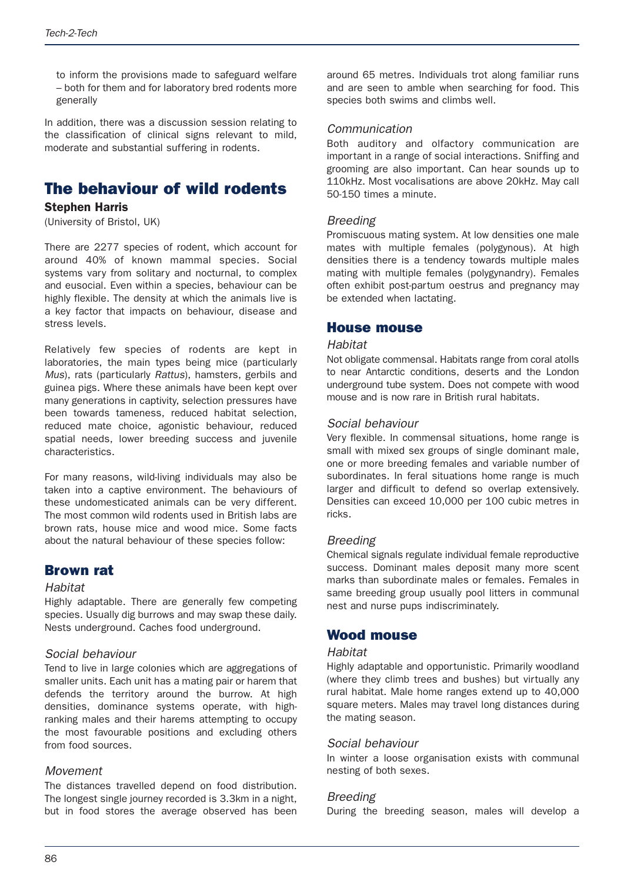to inform the provisions made to safeguard welfare – both for them and for laboratory bred rodents more generally

In addition, there was a discussion session relating to the classification of clinical signs relevant to mild, moderate and substantial suffering in rodents.

# The behaviour of wild rodents

**Stephen Harris**

(University of Bristol, UK)

There are 2277 species of rodent, which account for around 40% of known mammal species. Social systems vary from solitary and nocturnal, to complex and eusocial. Even within a species, behaviour can be highly flexible. The density at which the animals live is a key factor that impacts on behaviour, disease and stress levels.

Relatively few species of rodents are kept in laboratories, the main types being mice (particularly *Mus*), rats (particularly *Rattus*), hamsters, gerbils and guinea pigs. Where these animals have been kept over many generations in captivity, selection pressures have been towards tameness, reduced habitat selection, reduced mate choice, agonistic behaviour, reduced spatial needs, lower breeding success and juvenile characteristics.

For many reasons, wild-living individuals may also be taken into a captive environment. The behaviours of these undomesticated animals can be very different. The most common wild rodents used in British labs are brown rats, house mice and wood mice. Some facts about the natural behaviour of these species follow:

## Brown rat

### *Habitat*

Highly adaptable. There are generally few competing species. Usually dig burrows and may swap these daily. Nests underground. Caches food underground.

### *Social behaviour*

Tend to live in large colonies which are aggregations of smaller units. Each unit has a mating pair or harem that defends the territory around the burrow. At high densities, dominance systems operate, with high-ranking males and their harems attempting to occupy the most favourable positions and excluding others from food sources.

### *Movement*

The distances travelled depend on food distribution. The longest single journey recorded is 3.3km in a night, but in food stores the average observed has been around 65 metres. Individuals trot along familiar runs and are seen to amble when searching for food. This species both swims and climbs well.

### *Communication*

Both auditory and olfactory communication are important in a range of social interactions. Sniffing and grooming are also important. Can hear sounds up to 110kHz. Most vocalisations are above 20kHz. May call 50-150 times a minute.

### *Breeding*

Promiscuous mating system. At low densities one male mates with multiple females (polygynous). At high densities there is a tendency towards multiple males mating with multiple females (polygynandry). Females often exhibit post-partum oestrus and pregnancy may be extended when lactating.

## House mouse

### *Habitat*

Not obligate commensal. Habitats range from coral atolls to near Antarctic conditions, deserts and the London underground tube system. Does not compete with wood mouse and is now rare in British rural habitats.

### *Social behaviour*

Very flexible. In commensal situations, home range is small with mixed sex groups of single dominant male, one or more breeding females and variable number of subordinates. In feral situations home range is much larger and difficult to defend so overlap extensively. Densities can exceed 10,000 per 100 cubic metres in ricks.

### *Breeding*

Chemical signals regulate individual female reproductive success. Dominant males deposit many more scent marks than subordinate males or females. Females in same breeding group usually pool litters in communal nest and nurse pups indiscriminately.

## Wood mouse

### *Habitat*

Highly adaptable and opportunistic. Primarily woodland (where they climb trees and bushes) but virtually any rural habitat. Male home ranges extend up to 40,000 square meters. Males may travel long distances during the mating season.

### *Social behaviour*

In winter a loose organisation exists with communal nesting of both sexes.

### *Breeding*

During the breeding season, males will develop a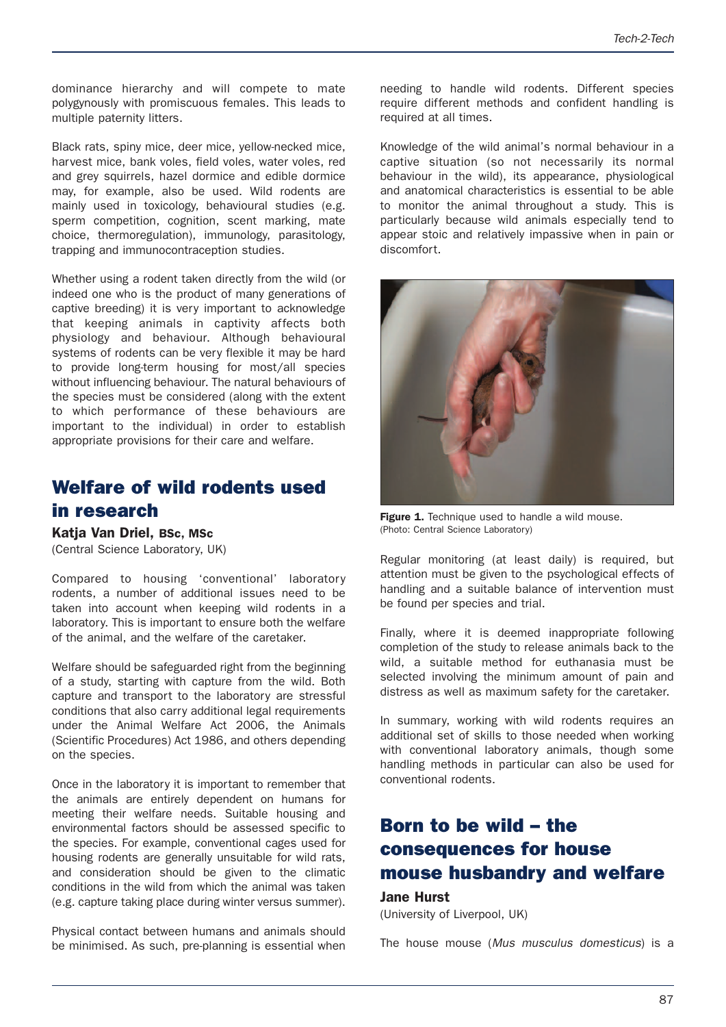dominance hierarchy and will compete to mate polygynously with promiscuous females. This leads to multiple paternity litters.

Black rats, spiny mice, deer mice, yellow-necked mice, harvest mice, bank voles, field voles, water voles, red and grey squirrels, hazel dormice and edible dormice may, for example, also be used. Wild rodents are mainly used in toxicology, behavioural studies (e.g. sperm competition, cognition, scent marking, mate choice, thermoregulation), immunology, parasitology, trapping and immunocontraception studies.

Whether using a rodent taken directly from the wild (or indeed one who is the product of many generations of captive breeding) it is very important to acknowledge that keeping animals in captivity affects both physiology and behaviour. Although behavioural systems of rodents can be very flexible it may be hard to provide long-term housing for most/all species without influencing behaviour. The natural behaviours of the species must be considered (along with the extent to which performance of these behaviours are important to the individual) in order to establish appropriate provisions for their care and welfare.

## Welfare of wild rodents used in research

**Katja Van Driel, BSc, MSc**
(Central Science Laboratory, UK)

Compared to housing 'conventional' laboratory rodents, a number of additional issues need to be taken into account when keeping wild rodents in a laboratory. This is important to ensure both the welfare of the animal, and the welfare of the caretaker.

Welfare should be safeguarded right from the beginning of a study, starting with capture from the wild. Both capture and transport to the laboratory are stressful conditions that also carry additional legal requirements under the Animal Welfare Act 2006, the Animals (Scientific Procedures) Act 1986, and others depending on the species.

Once in the laboratory it is important to remember that the animals are entirely dependent on humans for meeting their welfare needs. Suitable housing and environmental factors should be assessed specific to the species. For example, conventional cages used for housing rodents are generally unsuitable for wild rats, and consideration should be given to the climatic conditions in the wild from which the animal was taken (e.g. capture taking place during winter versus summer).

Physical contact between humans and animals should be minimised. As such, pre-planning is essential when needing to handle wild rodents. Different species require different methods and confident handling is required at all times.

Knowledge of the wild animal's normal behaviour in a captive situation (so not necessarily its normal behaviour in the wild), its appearance, physiological and anatomical characteristics is essential to be able to monitor the animal throughout a study. This is particularly because wild animals especially tend to appear stoic and relatively impassive when in pain or discomfort.

**Figure 1.** Technique used to handle a wild mouse. (Photo: Central Science Laboratory)

Regular monitoring (at least daily) is required, but attention must be given to the psychological effects of handling and a suitable balance of intervention must be found per species and trial.

Finally, where it is deemed inappropriate following completion of the study to release animals back to the wild, a suitable method for euthanasia must be selected involving the minimum amount of pain and distress as well as maximum safety for the caretaker.

In summary, working with wild rodents requires an additional set of skills to those needed when working with conventional laboratory animals, though some handling methods in particular can also be used for conventional rodents.

## Born to be wild – the consequences for house mouse husbandry and welfare

**Jane Hurst**
(University of Liverpool, UK)

The house mouse (*Mus musculus domesticus*) is a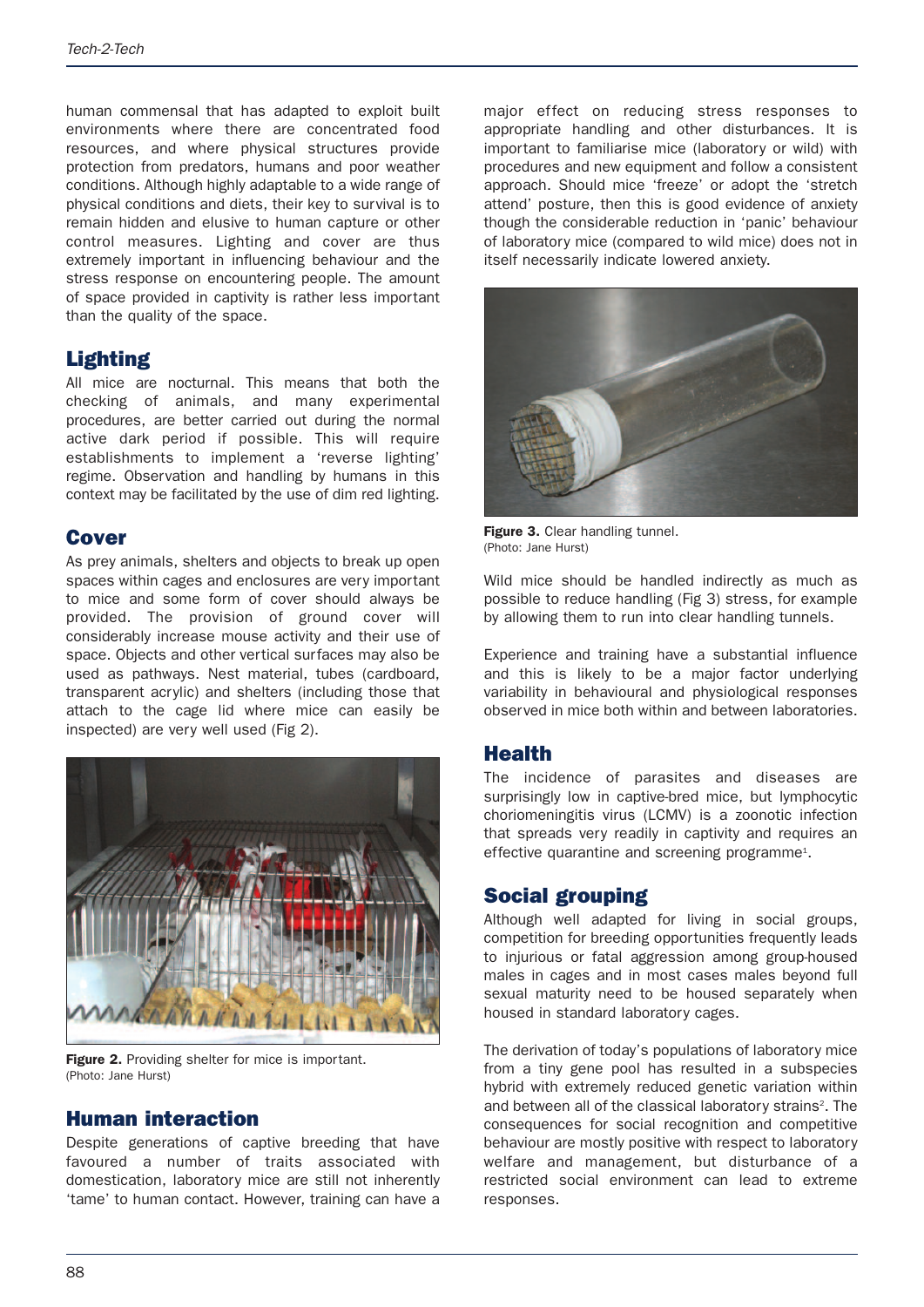human commensal that has adapted to exploit built environments where there are concentrated food resources, and where physical structures provide protection from predators, humans and poor weather conditions. Although highly adaptable to a wide range of physical conditions and diets, their key to survival is to remain hidden and elusive to human capture or other control measures. Lighting and cover are thus extremely important in influencing behaviour and the stress response on encountering people. The amount of space provided in captivity is rather less important than the quality of the space.

## Lighting

All mice are nocturnal. This means that both the checking of animals, and many experimental procedures, are better carried out during the normal active dark period if possible. This will require establishments to implement a 'reverse lighting' regime. Observation and handling by humans in this context may be facilitated by the use of dim red lighting.

## Cover

As prey animals, shelters and objects to break up open spaces within cages and enclosures are very important to mice and some form of cover should always be provided. The provision of ground cover will considerably increase mouse activity and their use of space. Objects and other vertical surfaces may also be used as pathways. Nest material, tubes (cardboard, transparent acrylic) and shelters (including those that attach to the cage lid where mice can easily be inspected) are very well used (Fig 2).

**Figure 2.** Providing shelter for mice is important. (Photo: Jane Hurst)

## Human interaction

Despite generations of captive breeding that have favoured a number of traits associated with domestication, laboratory mice are still not inherently 'tame' to human contact. However, training can have a major effect on reducing stress responses to appropriate handling and other disturbances. It is important to familiarise mice (laboratory or wild) with procedures and new equipment and follow a consistent approach. Should mice 'freeze' or adopt the 'stretch attend' posture, then this is good evidence of anxiety though the considerable reduction in 'panic' behaviour of laboratory mice (compared to wild mice) does not in itself necessarily indicate lowered anxiety.

**Figure 3.** Clear handling tunnel. (Photo: Jane Hurst)

Wild mice should be handled indirectly as much as possible to reduce handling (Fig 3) stress, for example by allowing them to run into clear handling tunnels.

Experience and training have a substantial influence and this is likely to be a major factor underlying variability in behavioural and physiological responses observed in mice both within and between laboratories.

## Health

The incidence of parasites and diseases are surprisingly low in captive-bred mice, but lymphocytic choriomeningitis virus (LCMV) is a zoonotic infection that spreads very readily in captivity and requires an effective quarantine and screening programme[1].

## Social grouping

Although well adapted for living in social groups, competition for breeding opportunities frequently leads to injurious or fatal aggression among group-housed males in cages and in most cases males beyond full sexual maturity need to be housed separately when housed in standard laboratory cages.

The derivation of today's populations of laboratory mice from a tiny gene pool has resulted in a subspecies hybrid with extremely reduced genetic variation within and between all of the classical laboratory strains[2]. The consequences for social recognition and competitive behaviour are mostly positive with respect to laboratory welfare and management, but disturbance of a restricted social environment can lead to extreme responses.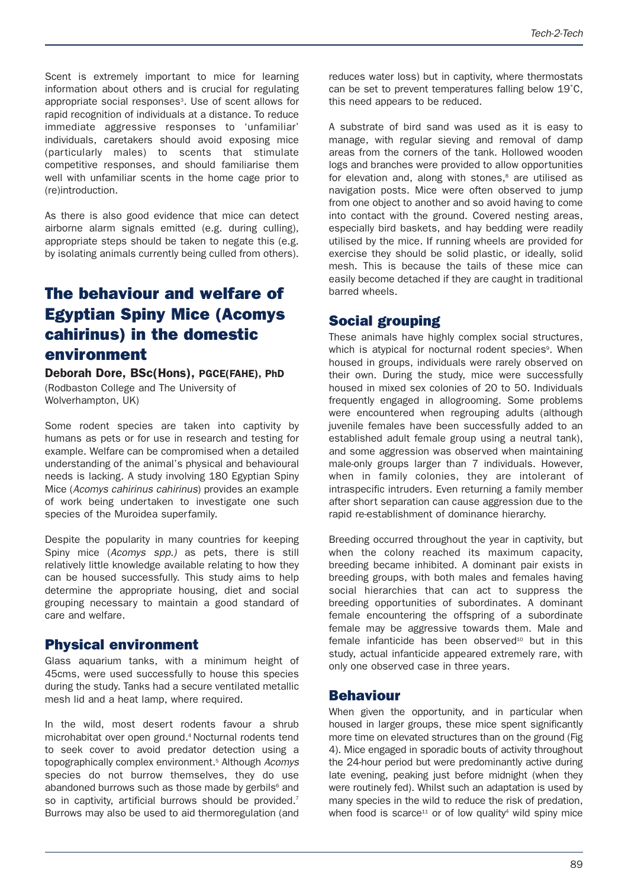Scent is extremely important to mice for learning information about others and is crucial for regulating appropriate social responses[3]. Use of scent allows for rapid recognition of individuals at a distance. To reduce immediate aggressive responses to 'unfamiliar' individuals, caretakers should avoid exposing mice (particularly males) to scents that stimulate competitive responses, and should familiarise them well with unfamiliar scents in the home cage prior to (re)introduction.

As there is also good evidence that mice can detect airborne alarm signals emitted (e.g. during culling), appropriate steps should be taken to negate this (e.g. by isolating animals currently being culled from others).

# The behaviour and welfare of Egyptian Spiny Mice (Acomys cahirinus) in the domestic environment

**Deborah Dore, BSc(Hons), PGCE(FAHE), PhD**
(Rodbaston College and The University of Wolverhampton, UK)

Some rodent species are taken into captivity by humans as pets or for use in research and testing for example. Welfare can be compromised when a detailed understanding of the animal's physical and behavioural needs is lacking. A study involving 180 Egyptian Spiny Mice (*Acomys cahirinus cahirinus*) provides an example of work being undertaken to investigate one such species of the Muroidea superfamily.

Despite the popularity in many countries for keeping Spiny mice (*Acomys spp.)* as pets, there is still relatively little knowledge available relating to how they can be housed successfully. This study aims to help determine the appropriate housing, diet and social grouping necessary to maintain a good standard of care and welfare.

## Physical environment

Glass aquarium tanks, with a minimum height of 45cms, were used successfully to house this species during the study. Tanks had a secure ventilated metallic mesh lid and a heat lamp, where required.

In the wild, most desert rodents favour a shrub microhabitat over open ground.[4] Nocturnal rodents tend to seek cover to avoid predator detection using a topographically complex environment.[5] Although *Acomys* species do not burrow themselves, they do use abandoned burrows such as those made by gerbils[6] and so in captivity, artificial burrows should be provided.[7] Burrows may also be used to aid thermoregulation (and reduces water loss) but in captivity, where thermostats can be set to prevent temperatures falling below 19˚C, this need appears to be reduced.

A substrate of bird sand was used as it is easy to manage, with regular sieving and removal of damp areas from the corners of the tank. Hollowed wooden logs and branches were provided to allow opportunities for elevation and, along with stones,[8] are utilised as navigation posts. Mice were often observed to jump from one object to another and so avoid having to come into contact with the ground. Covered nesting areas, especially bird baskets, and hay bedding were readily utilised by the mice. If running wheels are provided for exercise they should be solid plastic, or ideally, solid mesh. This is because the tails of these mice can easily become detached if they are caught in traditional barred wheels.

## Social grouping

These animals have highly complex social structures, which is atypical for nocturnal rodent species[9]. When housed in groups, individuals were rarely observed on their own. During the study, mice were successfully housed in mixed sex colonies of 20 to 50. Individuals frequently engaged in allogrooming. Some problems were encountered when regrouping adults (although juvenile females have been successfully added to an established adult female group using a neutral tank), and some aggression was observed when maintaining male-only groups larger than 7 individuals. However, when in family colonies, they are intolerant of intraspecific intruders. Even returning a family member after short separation can cause aggression due to the rapid re-establishment of dominance hierarchy.

Breeding occurred throughout the year in captivity, but when the colony reached its maximum capacity, breeding became inhibited. A dominant pair exists in breeding groups, with both males and females having social hierarchies that can act to suppress the breeding opportunities of subordinates. A dominant female encountering the offspring of a subordinate female may be aggressive towards them. Male and female infanticide has been observed[10] but in this study, actual infanticide appeared extremely rare, with only one observed case in three years.

## Behaviour

When given the opportunity, and in particular when housed in larger groups, these mice spent significantly more time on elevated structures than on the ground (Fig 4). Mice engaged in sporadic bouts of activity throughout the 24-hour period but were predominantly active during late evening, peaking just before midnight (when they were routinely fed). Whilst such an adaptation is used by many species in the wild to reduce the risk of predation, when food is scarce[11] or of low quality[4] wild spiny mice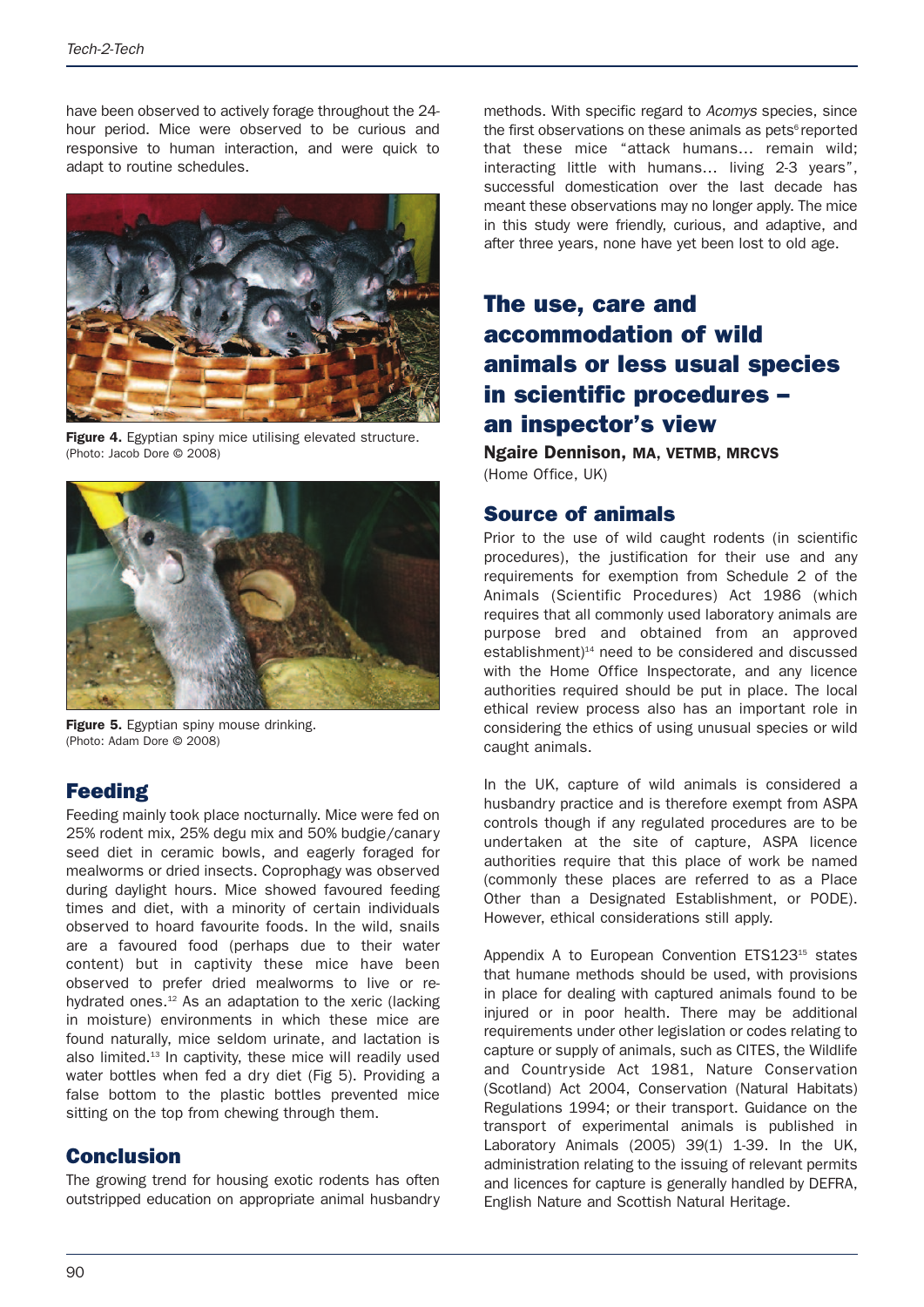have been observed to actively forage throughout the 24-hour period. Mice were observed to be curious and responsive to human interaction, and were quick to adapt to routine schedules.

**Figure 4.** Egyptian spiny mice utilising elevated structure. (Photo: Jacob Dore © 2008)

**Figure 5.** Egyptian spiny mouse drinking. (Photo: Adam Dore © 2008)

## Feeding

Feeding mainly took place nocturnally. Mice were fed on 25% rodent mix, 25% degu mix and 50% budgie/canary seed diet in ceramic bowls, and eagerly foraged for mealworms or dried insects. Coprophagy was observed during daylight hours. Mice showed favoured feeding times and diet, with a minority of certain individuals observed to hoard favourite foods. In the wild, snails are a favoured food (perhaps due to their water content) but in captivity these mice have been observed to prefer dried mealworms to live or re-hydrated ones.[12] As an adaptation to the xeric (lacking in moisture) environments in which these mice are found naturally, mice seldom urinate, and lactation is also limited.[13] In captivity, these mice will readily used water bottles when fed a dry diet (Fig 5). Providing a false bottom to the plastic bottles prevented mice sitting on the top from chewing through them.

## Conclusion

The growing trend for housing exotic rodents has often outstripped education on appropriate animal husbandry methods. With specific regard to *Acomys* species, since the first observations on these animals as pets[6] reported that these mice "attack humans… remain wild; interacting little with humans… living 2-3 years", successful domestication over the last decade has meant these observations may no longer apply. The mice in this study were friendly, curious, and adaptive, and after three years, none have yet been lost to old age.

# The use, care and accommodation of wild animals or less usual species in scientific procedures – an inspector's view

**Ngaire Dennison, MA, VETMB, MRCVS**
(Home Office, UK)

## Source of animals

Prior to the use of wild caught rodents (in scientific procedures), the justification for their use and any requirements for exemption from Schedule 2 of the Animals (Scientific Procedures) Act 1986 (which requires that all commonly used laboratory animals are purpose bred and obtained from an approved establishment)[14] need to be considered and discussed with the Home Office Inspectorate, and any licence authorities required should be put in place. The local ethical review process also has an important role in considering the ethics of using unusual species or wild caught animals.

In the UK, capture of wild animals is considered a husbandry practice and is therefore exempt from ASPA controls though if any regulated procedures are to be undertaken at the site of capture, ASPA licence authorities require that this place of work be named (commonly these places are referred to as a Place Other than a Designated Establishment, or PODE). However, ethical considerations still apply.

Appendix A to European Convention ETS123[15] states that humane methods should be used, with provisions in place for dealing with captured animals found to be injured or in poor health. There may be additional requirements under other legislation or codes relating to capture or supply of animals, such as CITES, the Wildlife and Countryside Act 1981, Nature Conservation (Scotland) Act 2004, Conservation (Natural Habitats) Regulations 1994; or their transport. Guidance on the transport of experimental animals is published in Laboratory Animals (2005) 39(1) 1-39. In the UK, administration relating to the issuing of relevant permits and licences for capture is generally handled by DEFRA, English Nature and Scottish Natural Heritage.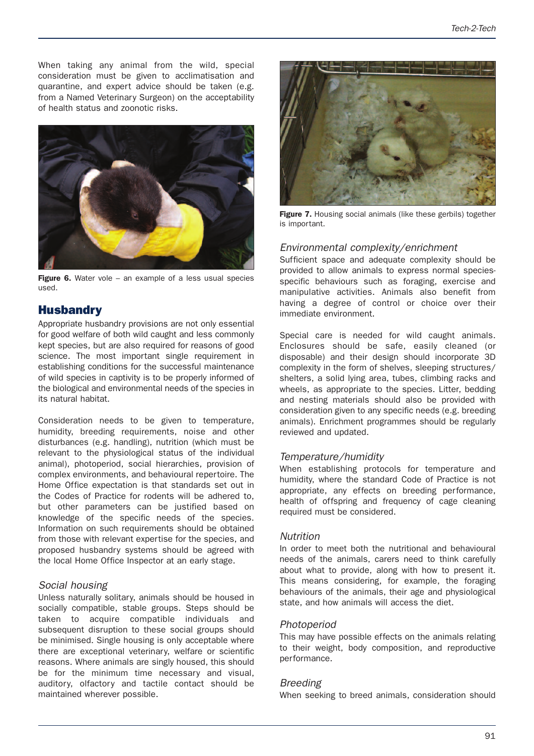When taking any animal from the wild, special consideration must be given to acclimatisation and quarantine, and expert advice should be taken (e.g. from a Named Veterinary Surgeon) on the acceptability of health status and zoonotic risks.

**Figure 6.** Water vole – an example of a less usual species used.

## Husbandry

Appropriate husbandry provisions are not only essential for good welfare of both wild caught and less commonly kept species, but are also required for reasons of good science. The most important single requirement in establishing conditions for the successful maintenance of wild species in captivity is to be properly informed of the biological and environmental needs of the species in its natural habitat.

Consideration needs to be given to temperature, humidity, breeding requirements, noise and other disturbances (e.g. handling), nutrition (which must be relevant to the physiological status of the individual animal), photoperiod, social hierarchies, provision of complex environments, and behavioural repertoire. The Home Office expectation is that standards set out in the Codes of Practice for rodents will be adhered to, but other parameters can be justified based on knowledge of the specific needs of the species. Information on such requirements should be obtained from those with relevant expertise for the species, and proposed husbandry systems should be agreed with the local Home Office Inspector at an early stage.

### *Social housing*

Unless naturally solitary, animals should be housed in socially compatible, stable groups. Steps should be taken to acquire compatible individuals and subsequent disruption to these social groups should be minimised. Single housing is only acceptable where there are exceptional veterinary, welfare or scientific reasons. Where animals are singly housed, this should be for the minimum time necessary and visual, auditory, olfactory and tactile contact should be maintained wherever possible.

**Figure 7.** Housing social animals (like these gerbils) together is important.

### *Environmental complexity/enrichment*

Sufficient space and adequate complexity should be provided to allow animals to express normal species-specific behaviours such as foraging, exercise and manipulative activities. Animals also benefit from having a degree of control or choice over their immediate environment.

Special care is needed for wild caught animals. Enclosures should be safe, easily cleaned (or disposable) and their design should incorporate 3D complexity in the form of shelves, sleeping structures/shelters, a solid lying area, tubes, climbing racks and wheels, as appropriate to the species. Litter, bedding and nesting materials should also be provided with consideration given to any specific needs (e.g. breeding animals). Enrichment programmes should be regularly reviewed and updated.

### *Temperature/humidity*

When establishing protocols for temperature and humidity, where the standard Code of Practice is not appropriate, any effects on breeding performance, health of offspring and frequency of cage cleaning required must be considered.

### *Nutrition*

In order to meet both the nutritional and behavioural needs of the animals, carers need to think carefully about what to provide, along with how to present it. This means considering, for example, the foraging behaviours of the animals, their age and physiological state, and how animals will access the diet.

### *Photoperiod*

This may have possible effects on the animals relating to their weight, body composition, and reproductive performance.

### *Breeding*

When seeking to breed animals, consideration should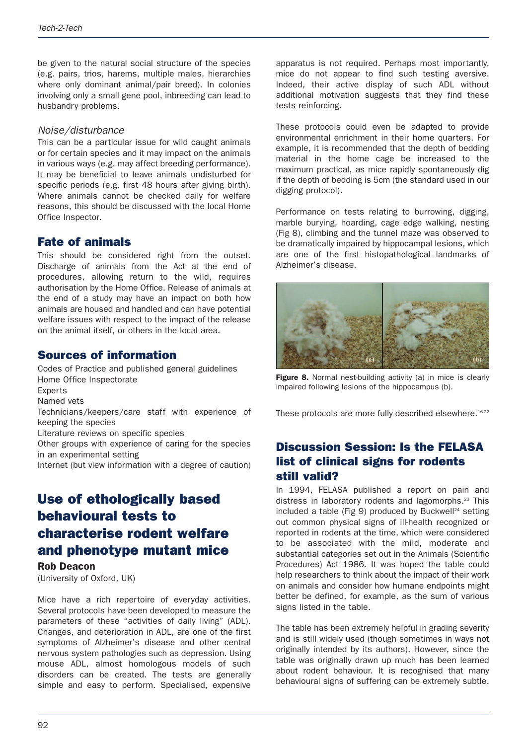be given to the natural social structure of the species (e.g. pairs, trios, harems, multiple males, hierarchies where only dominant animal/pair breed). In colonies involving only a small gene pool, inbreeding can lead to husbandry problems.

### *Noise/disturbance*

This can be a particular issue for wild caught animals or for certain species and it may impact on the animals in various ways (e.g. may affect breeding performance). It may be beneficial to leave animals undisturbed for specific periods (e.g. first 48 hours after giving birth). Where animals cannot be checked daily for welfare reasons, this should be discussed with the local Home Office Inspector.

## Fate of animals

This should be considered right from the outset. Discharge of animals from the Act at the end of procedures, allowing return to the wild, requires authorisation by the Home Office. Release of animals at the end of a study may have an impact on both how animals are housed and handled and can have potential welfare issues with respect to the impact of the release on the animal itself, or others in the local area.

## Sources of information

Codes of Practice and published general guidelines
Home Office Inspectorate
Experts
Named vets
Technicians/keepers/care staff with experience of keeping the species
Literature reviews on specific species
Other groups with experience of caring for the species in an experimental setting
Internet (but view information with a degree of caution)

# Use of ethologically based behavioural tests to characterise rodent welfare and phenotype mutant mice

**Rob Deacon**
(University of Oxford, UK)

Mice have a rich repertoire of everyday activities. Several protocols have been developed to measure the parameters of these "activities of daily living" (ADL). Changes, and deterioration in ADL, are one of the first symptoms of Alzheimer's disease and other central nervous system pathologies such as depression. Using mouse ADL, almost homologous models of such disorders can be created. The tests are generally simple and easy to perform. Specialised, expensive apparatus is not required. Perhaps most importantly, mice do not appear to find such testing aversive. Indeed, their active display of such ADL without additional motivation suggests that they find these tests reinforcing.

These protocols could even be adapted to provide environmental enrichment in their home quarters. For example, it is recommended that the depth of bedding material in the home cage be increased to the maximum practical, as mice rapidly spontaneously dig if the depth of bedding is 5cm (the standard used in our digging protocol).

Performance on tests relating to burrowing, digging, marble burying, hoarding, cage edge walking, nesting (Fig 8), climbing and the tunnel maze was observed to be dramatically impaired by hippocampal lesions, which are one of the first histopathological landmarks of Alzheimer's disease.

**Figure 8.** Normal nest-building activity (a) in mice is clearly impaired following lesions of the hippocampus (b).

These protocols are more fully described elsewhere.[16-22]

## Discussion Session: Is the FELASA list of clinical signs for rodents still valid?

In 1994, FELASA published a report on pain and distress in laboratory rodents and lagomorphs.[23] This included a table (Fig 9) produced by Buckwell[24] setting out common physical signs of ill-health recognized or reported in rodents at the time, which were considered to be associated with the mild, moderate and substantial categories set out in the Animals (Scientific Procedures) Act 1986. It was hoped the table could help researchers to think about the impact of their work on animals and consider how humane endpoints might better be defined, for example, as the sum of various signs listed in the table.

The table has been extremely helpful in grading severity and is still widely used (though sometimes in ways not originally intended by its authors). However, since the table was originally drawn up much has been learned about rodent behaviour. It is recognised that many behavioural signs of suffering can be extremely subtle.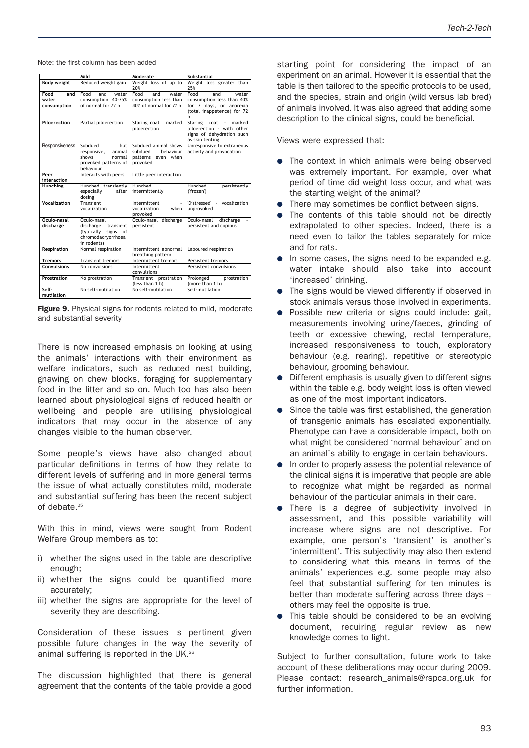Note: the first column has been added

| | Mild | Moderate | Substantial |
|---|---|---|---|
| **Body weight** | Reduced weight gain | Weight loss of up to 20% | Weight loss greater than 25% |
| **Food and water consumption** | Food and water consumption 40-75% of normal for 72 h | Food and water consumption less than 40% of normal for 72 h | Food and water consumption less than 40% for 7 days, or anorexia (total inappetence) for 72 h |
| **Piloerection** | Partial piloerection | Staring coat - marked piloerection | Staring coat - marked piloerection - with other signs of dehydration such as skin tenting |
| **Responsiveness** | Subdued but responsive, animal shows normal provoked patterns of behaviour | Subdued animal shows subdued behaviour patterns even when provoked | Unresponsive to extraneous activity and provocation |
| **Peer interaction** | Interacts with peers | Little peer interaction | |
| **Hunching** | Hunched transiently especially after dosing | Hunched intermittently | Hunched persistently ('frozen') |
| **Vocalization** | Transient vocalization | Intermittent - vocalization when provoked | 'Distressed' - vocalization unprovoked |
| **Oculo-nasal discharge** | Oculo-nasal discharge transient (typically signs of chromodacryorrhoea in rodents) | Oculo-nasal discharge persistent | Oculo-nasal discharge - persistent and copious |
| **Respiration** | Normal respiration | Intermittent abnormal breathing pattern | Laboured respiration |
| **Tremors** | Transient tremors | Intermittent tremors | Persistent tremors |
| **Convulsions** | No convulsions | Intermittent convulsions | Persistent convulsions |
| **Prostration** | No prostration | Transient prostration (less than 1 h) | Prolonged prostration (more than 1 h) |
| **Self-mutilation** | No self-mutilation | No self-mutilation | Self-mutilation |

**Figure 9.** Physical signs for rodents related to mild, moderate and substantial severity

There is now increased emphasis on looking at using the animals' interactions with their environment as welfare indicators, such as reduced nest building, gnawing on chew blocks, foraging for supplementary food in the litter and so on. Much too has also been learned about physiological signs of reduced health or wellbeing and people are utilising physiological indicators that may occur in the absence of any changes visible to the human observer.

Some people's views have also changed about particular definitions in terms of how they relate to different levels of suffering and in more general terms the issue of what actually constitutes mild, moderate and substantial suffering has been the recent subject of debate.[25]

With this in mind, views were sought from Rodent Welfare Group members as to:

i) whether the signs used in the table are descriptive enough;
ii) whether the signs could be quantified more accurately;
iii) whether the signs are appropriate for the level of severity they are describing.

Consideration of these issues is pertinent given possible future changes in the way the severity of animal suffering is reported in the UK.[26]

The discussion highlighted that there is general agreement that the contents of the table provide a good starting point for considering the impact of an experiment on an animal. However it is essential that the table is then tailored to the specific protocols to be used, and the species, strain and origin (wild versus lab bred) of animals involved. It was also agreed that adding some description to the clinical signs, could be beneficial.

Views were expressed that:

- The context in which animals were being observed was extremely important. For example, over what period of time did weight loss occur, and what was the starting weight of the animal?
- There may sometimes be conflict between signs.
- The contents of this table should not be directly extrapolated to other species. Indeed, there is a need even to tailor the tables separately for mice and for rats.
- In some cases, the signs need to be expanded e.g. water intake should also take into account 'increased' drinking.
- The signs would be viewed differently if observed in stock animals versus those involved in experiments.
- Possible new criteria or signs could include: gait, measurements involving urine/faeces, grinding of teeth or excessive chewing, rectal temperature, increased responsiveness to touch, exploratory behaviour (e.g. rearing), repetitive or stereotypic behaviour, grooming behaviour.
- Different emphasis is usually given to different signs within the table e.g. body weight loss is often viewed as one of the most important indicators.
- Since the table was first established, the generation of transgenic animals has escalated exponentially. Phenotype can have a considerable impact, both on what might be considered 'normal behaviour' and on an animal's ability to engage in certain behaviours.
- In order to properly assess the potential relevance of the clinical signs it is imperative that people are able to recognize what might be regarded as normal behaviour of the particular animals in their care.
- There is a degree of subjectivity involved in assessment, and this possible variability will increase where signs are not descriptive. For example, one person's 'transient' is another's 'intermittent'. This subjectivity may also then extend to considering what this means in terms of the animals' experiences e.g. some people may also feel that substantial suffering for ten minutes is better than moderate suffering across three days – others may feel the opposite is true.
- This table should be considered to be an evolving document, requiring regular review as new knowledge comes to light.

Subject to further consultation, future work to take account of these deliberations may occur during 2009. Please contact: research_animals@rspca.org.uk for further information.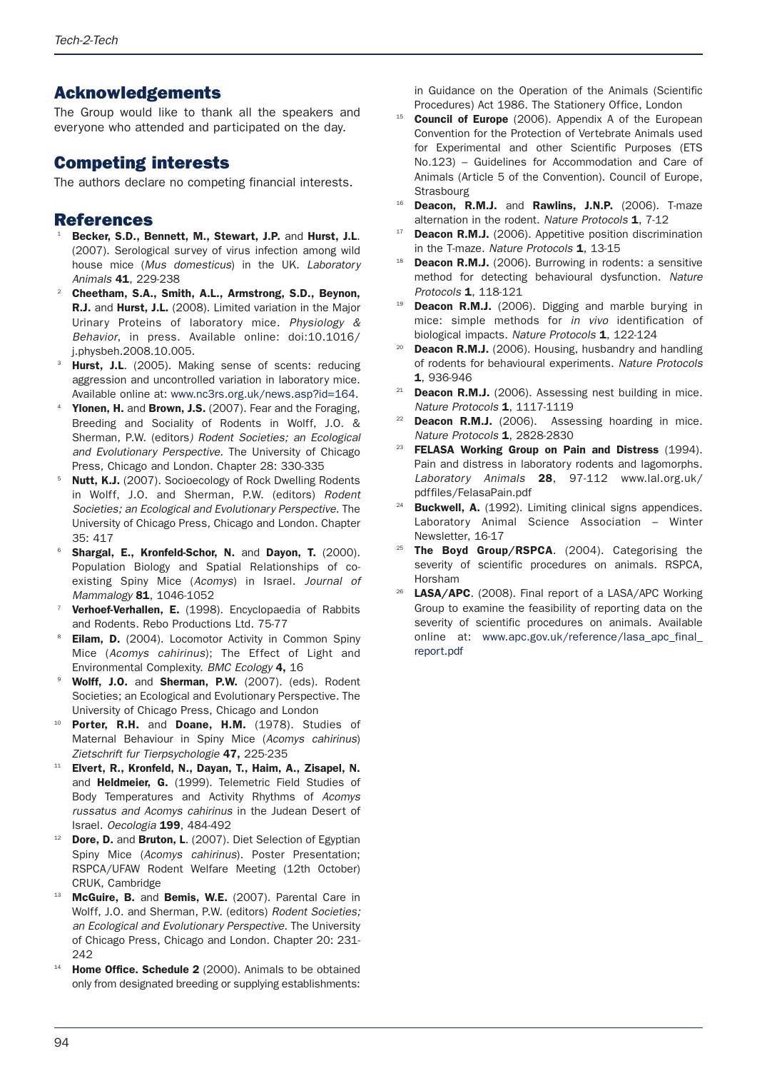## Acknowledgements

The Group would like to thank all the speakers and everyone who attended and participated on the day.

## Competing interests

The authors declare no competing financial interests.

## References

1. **Becker, S.D., Bennett, M., Stewart, J.P.** and **Hurst, J.L**. (2007). Serological survey of virus infection among wild house mice (*Mus domesticus*) in the UK. *Laboratory Animals* **41**, 229-238
2. **Cheetham, S.A., Smith, A.L., Armstrong, S.D., Beynon, R.J.** and **Hurst, J.L.** (2008). Limited variation in the Major Urinary Proteins of laboratory mice. *Physiology & Behavior*, in press. Available online: doi:10.1016/j.physbeh.2008.10.005.
3. **Hurst, J.L**. (2005). Making sense of scents: reducing aggression and uncontrolled variation in laboratory mice. Available online at: www.nc3rs.org.uk/news.asp?id=164.
4. **Ylonen, H.** and **Brown, J.S.** (2007). Fear and the Foraging, Breeding and Sociality of Rodents in Wolff, J.O. & Sherman, P.W. (editors) *Rodent Societies; an Ecological and Evolutionary Perspective.* The University of Chicago Press, Chicago and London. Chapter 28: 330-335
5. **Nutt, K.J.** (2007). Socioecology of Rock Dwelling Rodents in Wolff, J.O. and Sherman, P.W. (editors) *Rodent Societies; an Ecological and Evolutionary Perspective*. The University of Chicago Press, Chicago and London. Chapter 35: 417
6. **Shargal, E., Kronfeld-Schor, N.** and **Dayon, T.** (2000). Population Biology and Spatial Relationships of co-existing Spiny Mice (*Acomys*) in Israel. *Journal of Mammalogy* **81**, 1046-1052
7. **Verhoef-Verhallen, E.** (1998). Encyclopaedia of Rabbits and Rodents. Rebo Productions Ltd. 75-77
8. **Eilam, D.** (2004). Locomotor Activity in Common Spiny Mice (*Acomys cahirinus*); The Effect of Light and Environmental Complexity. *BMC Ecology* **4,** 16
9. **Wolff, J.O.** and **Sherman, P.W.** (2007). (eds). Rodent Societies; an Ecological and Evolutionary Perspective. The University of Chicago Press, Chicago and London
10. **Porter, R.H.** and **Doane, H.M.** (1978). Studies of Maternal Behaviour in Spiny Mice (*Acomys cahirinus*) *Zietschrift fur Tierpsychologie* **47,** 225-235
11. **Elvert, R., Kronfeld, N., Dayan, T., Haim, A., Zisapel, N.** and **Heldmeier, G.** (1999). Telemetric Field Studies of Body Temperatures and Activity Rhythms of *Acomys russatus and Acomys cahirinus* in the Judean Desert of Israel. *Oecologia* **199**, 484-492
12. **Dore, D.** and **Bruton, L**. (2007). Diet Selection of Egyptian Spiny Mice (*Acomys cahirinus*). Poster Presentation; RSPCA/UFAW Rodent Welfare Meeting (12th October) CRUK, Cambridge
13. **McGuire, B.** and **Bemis, W.E.** (2007). Parental Care in Wolff, J.O. and Sherman, P.W. (editors) *Rodent Societies; an Ecological and Evolutionary Perspective.* The University of Chicago Press, Chicago and London. Chapter 20: 231-242
14. **Home Office. Schedule 2** (2000). Animals to be obtained only from designated breeding or supplying establishments: in Guidance on the Operation of the Animals (Scientific Procedures) Act 1986. The Stationery Office, London
15. **Council of Europe** (2006). Appendix A of the European Convention for the Protection of Vertebrate Animals used for Experimental and other Scientific Purposes (ETS No.123) – Guidelines for Accommodation and Care of Animals (Article 5 of the Convention). Council of Europe, Strasbourg
16. **Deacon, R.M.J.** and **Rawlins, J.N.P.** (2006). T-maze alternation in the rodent. *Nature Protocols* **1**, 7-12
17. **Deacon R.M.J.** (2006). Appetitive position discrimination in the T-maze. *Nature Protocols* **1**, 13-15
18. **Deacon R.M.J.** (2006). Burrowing in rodents: a sensitive method for detecting behavioural dysfunction. *Nature Protocols* **1**, 118-121
19. **Deacon R.M.J.** (2006). Digging and marble burying in mice: simple methods for *in vivo* identification of biological impacts. *Nature Protocols* **1**, 122-124
20. **Deacon R.M.J.** (2006). Housing, husbandry and handling of rodents for behavioural experiments. *Nature Protocols* **1**, 936-946
21. **Deacon R.M.J.** (2006). Assessing nest building in mice. *Nature Protocols* **1**, 1117-1119
22. **Deacon R.M.J.** (2006). Assessing hoarding in mice. *Nature Protocols* **1**, 2828-2830
23. **FELASA Working Group on Pain and Distress** (1994). Pain and distress in laboratory rodents and lagomorphs. *Laboratory Animals* **28**, 97-112 www.lal.org.uk/pdffiles/FelasaPain.pdf
24. **Buckwell, A.** (1992). Limiting clinical signs appendices. Laboratory Animal Science Association – Winter Newsletter, 16-17
25. **The Boyd Group/RSPCA**. (2004). Categorising the severity of scientific procedures on animals. RSPCA, Horsham
26. **LASA/APC**. (2008). Final report of a LASA/APC Working Group to examine the feasibility of reporting data on the severity of scientific procedures on animals. Available online at: www.apc.gov.uk/reference/lasa_apc_final_report.pdf